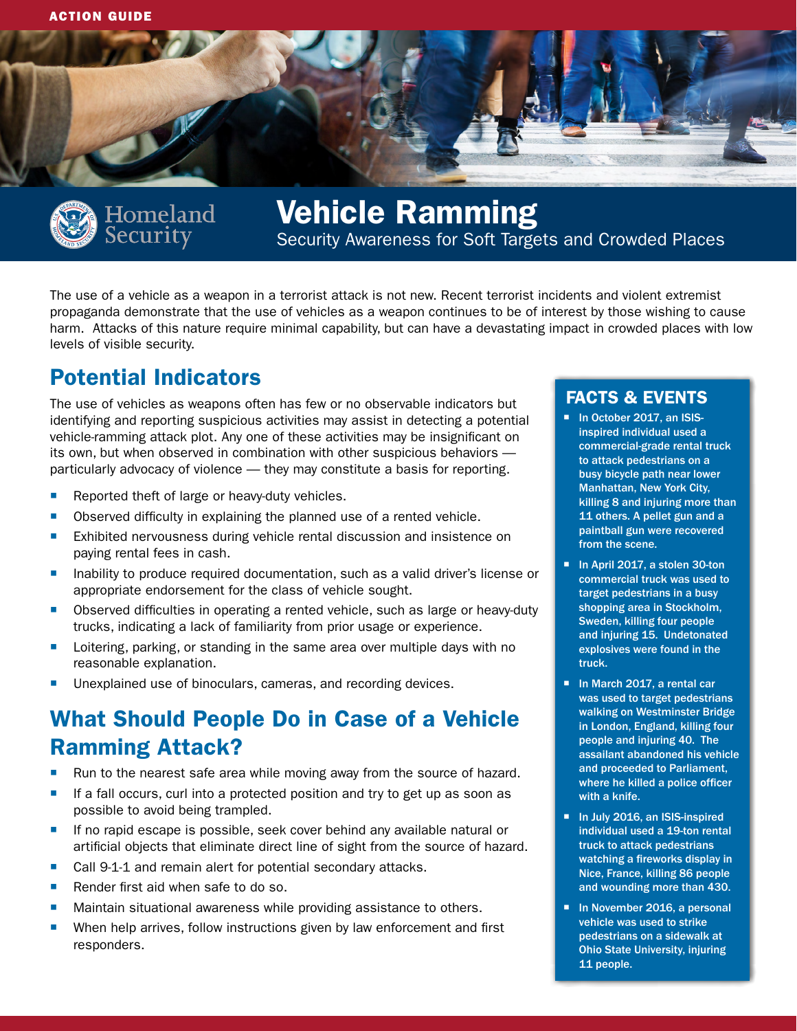ACTION GUIDE

Homeland Security

# Vehicle Ramming

Security Awareness for Soft Targets and Crowded Places

The use of a vehicle as a weapon in a terrorist attack is not new. Recent terrorist incidents and violent extremist propaganda demonstrate that the use of vehicles as a weapon continues to be of interest by those wishing to cause harm. Attacks of this nature require minimal capability, but can have a devastating impact in crowded places with low levels of visible security.

## Potential Indicators

The use of vehicles as weapons often has few or no observable indicators but identifying and reporting suspicious activities may assist in detecting a potential vehicle-ramming attack plot. Any one of these activities may be insignificant on its own, but when observed in combination with other suspicious behaviors — particularly advocacy of violence — they may constitute a basis for reporting.

- Reported theft of large or heavy-duty vehicles.
- Observed difficulty in explaining the planned use of a rented vehicle.
- Exhibited nervousness during vehicle rental discussion and insistence on paying rental fees in cash.
- Inability to produce required documentation, such as a valid driver's license or appropriate endorsement for the class of vehicle sought.
- Observed difficulties in operating a rented vehicle, such as large or heavy-duty trucks, indicating a lack of familiarity from prior usage or experience.
- Loitering, parking, or standing in the same area over multiple days with no reasonable explanation.
- Unexplained use of binoculars, cameras, and recording devices.

## What Should People Do in Case of a Vehicle Ramming Attack?

- Run to the nearest safe area while moving away from the source of hazard.
- If a fall occurs, curl into a protected position and try to get up as soon as possible to avoid being trampled.
- If no rapid escape is possible, seek cover behind any available natural or artificial objects that eliminate direct line of sight from the source of hazard.
- Call 9-1-1 and remain alert for potential secondary attacks.
- Render first aid when safe to do so.
- Maintain situational awareness while providing assistance to others.
- When help arrives, follow instructions given by law enforcement and first responders.

## FACTS & EVENTS

- **In October 2017, an ISIS-inspired individual used a commercial-grade rental truck to attack pedestrians on a busy bicycle path near lower Manhattan, New York City, killing 8 and injuring more than 11 others. A pellet gun and a paintball gun were recovered from the scene.**
- **In April 2017, a stolen 30-ton commercial truck was used to target pedestrians in a busy shopping area in Stockholm, Sweden, killing four people and injuring 15. Undetonated explosives were found in the truck.**
- **In March 2017, a rental car was used to target pedestrians walking on Westminster Bridge in London, England, killing four people and injuring 40. The assailant abandoned his vehicle and proceeded to Parliament, where he killed a police officer with a knife.**
- **In July 2016, an ISIS-inspired individual used a 19-ton rental truck to attack pedestrians watching a fireworks display in Nice, France, killing 86 people and wounding more than 430.**
- **In November 2016, a personal vehicle was used to strike pedestrians on a sidewalk at Ohio State University, injuring 11 people.**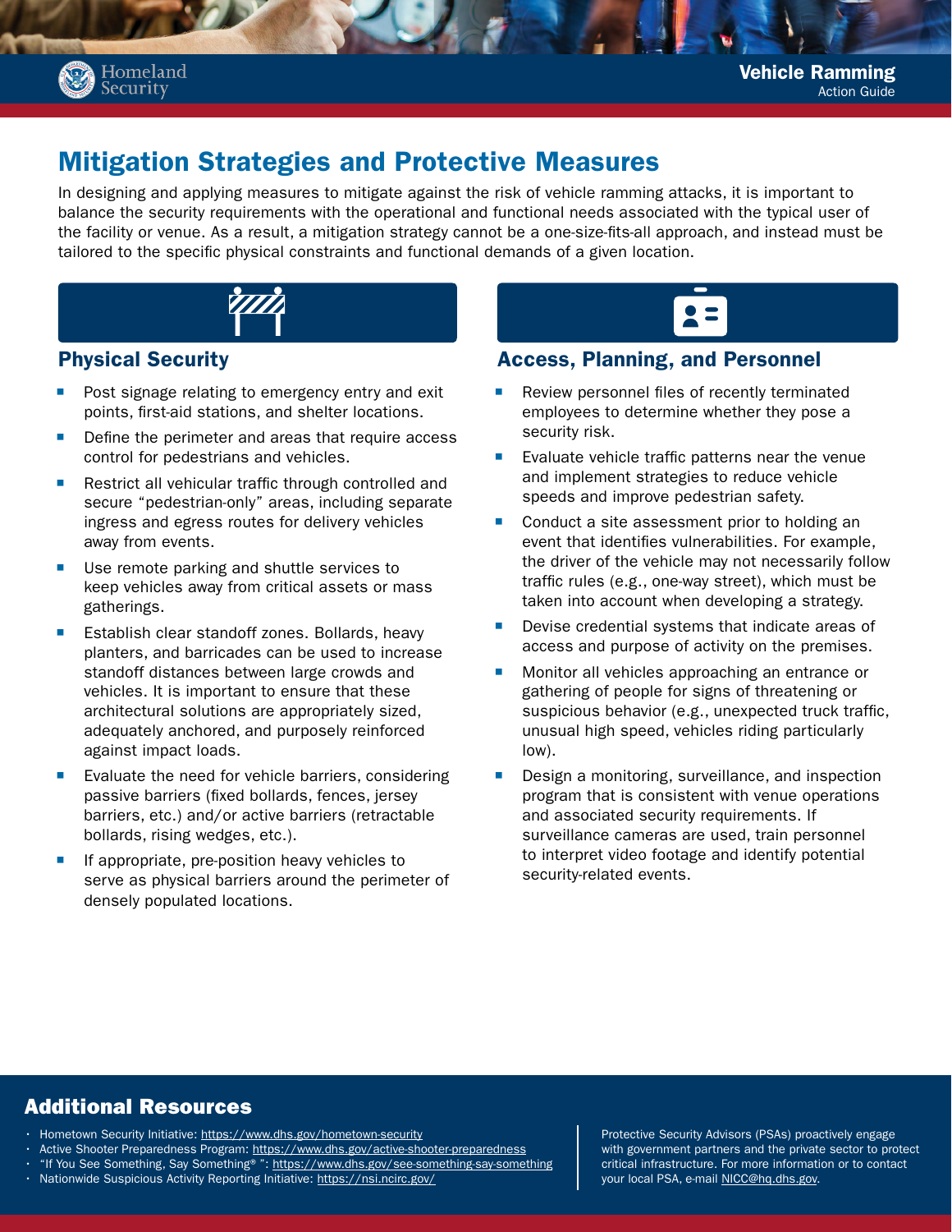## Mitigation Strategies and Protective Measures

In designing and applying measures to mitigate against the risk of vehicle ramming attacks, it is important to balance the security requirements with the operational and functional needs associated with the typical user of the facility or venue. As a result, a mitigation strategy cannot be a one-size-fits-all approach, and instead must be tailored to the specific physical constraints and functional demands of a given location.

### Physical Security

- Post signage relating to emergency entry and exit points, first-aid stations, and shelter locations.
- Define the perimeter and areas that require access control for pedestrians and vehicles.
- Restrict all vehicular traffic through controlled and secure "pedestrian-only" areas, including separate ingress and egress routes for delivery vehicles away from events.
- Use remote parking and shuttle services to keep vehicles away from critical assets or mass gatherings.
- Establish clear standoff zones. Bollards, heavy planters, and barricades can be used to increase standoff distances between large crowds and vehicles. It is important to ensure that these architectural solutions are appropriately sized, adequately anchored, and purposely reinforced against impact loads.
- Evaluate the need for vehicle barriers, considering passive barriers (fixed bollards, fences, jersey barriers, etc.) and/or active barriers (retractable bollards, rising wedges, etc.).
- If appropriate, pre-position heavy vehicles to serve as physical barriers around the perimeter of densely populated locations.

### Access, Planning, and Personnel

- Review personnel files of recently terminated employees to determine whether they pose a security risk.
- Evaluate vehicle traffic patterns near the venue and implement strategies to reduce vehicle speeds and improve pedestrian safety.
- Conduct a site assessment prior to holding an event that identifies vulnerabilities. For example, the driver of the vehicle may not necessarily follow traffic rules (e.g., one-way street), which must be taken into account when developing a strategy.
- Devise credential systems that indicate areas of access and purpose of activity on the premises.
- Monitor all vehicles approaching an entrance or gathering of people for signs of threatening or suspicious behavior (e.g., unexpected truck traffic, unusual high speed, vehicles riding particularly low).
- Design a monitoring, surveillance, and inspection program that is consistent with venue operations and associated security requirements. If surveillance cameras are used, train personnel to interpret video footage and identify potential security-related events.

## Additional Resources

- Hometown Security Initiative: https://www.dhs.gov/hometown-security
- Active Shooter Preparedness Program: https://www.dhs.gov/active-shooter-preparedness
- "If You See Something, Say Something®": https://www.dhs.gov/see-something-say-something
- Nationwide Suspicious Activity Reporting Initiative: https://nsi.ncirc.gov/

Protective Security Advisors (PSAs) proactively engage with government partners and the private sector to protect critical infrastructure. For more information or to contact your local PSA, e-mail NICC@hq.dhs.gov.